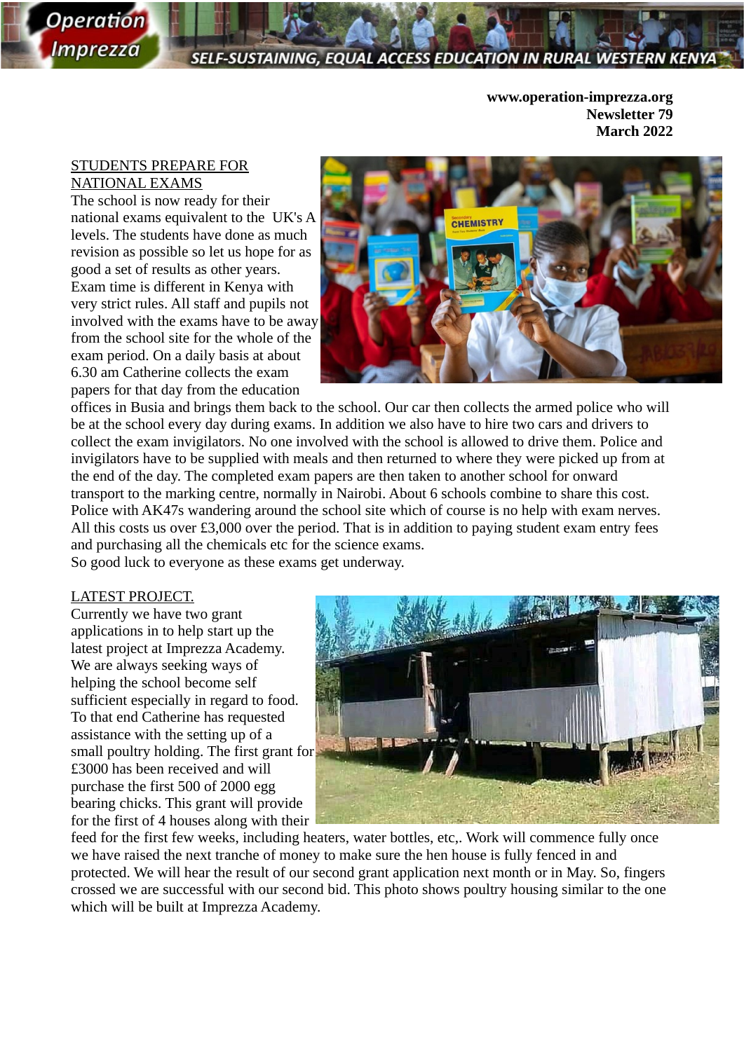# Operation Imprezza

SELF-SUSTAINING, EQUAL ACCESS EDUCATION IN RURAL WESTERN KENYA

**www.operation-imprezza.org**
**Newsletter 79**
**March 2022**

## STUDENTS PREPARE FOR NATIONAL EXAMS

The school is now ready for their national exams equivalent to the UK's A levels. The students have done as much revision as possible so let us hope for as good a set of results as other years. Exam time is different in Kenya with very strict rules. All staff and pupils not involved with the exams have to be away from the school site for the whole of the exam period. On a daily basis at about 6.30 am Catherine collects the exam papers for that day from the education offices in Busia and brings them back to the school. Our car then collects the armed police who will be at the school every day during exams. In addition we also have to hire two cars and drivers to collect the exam invigilators. No one involved with the school is allowed to drive them. Police and invigilators have to be supplied with meals and then returned to where they were picked up from at the end of the day. The completed exam papers are then taken to another school for onward transport to the marking centre, normally in Nairobi. About 6 schools combine to share this cost. Police with AK47s wandering around the school site which of course is no help with exam nerves. All this costs us over £3,000 over the period. That is in addition to paying student exam entry fees and purchasing all the chemicals etc for the science exams.

So good luck to everyone as these exams get underway.

## LATEST PROJECT.

Currently we have two grant applications in to help start up the latest project at Imprezza Academy. We are always seeking ways of helping the school become self sufficient especially in regard to food. To that end Catherine has requested assistance with the setting up of a small poultry holding. The first grant for £3000 has been received and will purchase the first 500 of 2000 egg bearing chicks. This grant will provide for the first of 4 houses along with their feed for the first few weeks, including heaters, water bottles, etc,. Work will commence fully once we have raised the next tranche of money to make sure the hen house is fully fenced in and protected. We will hear the result of our second grant application next month or in May. So, fingers crossed we are successful with our second bid. This photo shows poultry housing similar to the one which will be built at Imprezza Academy.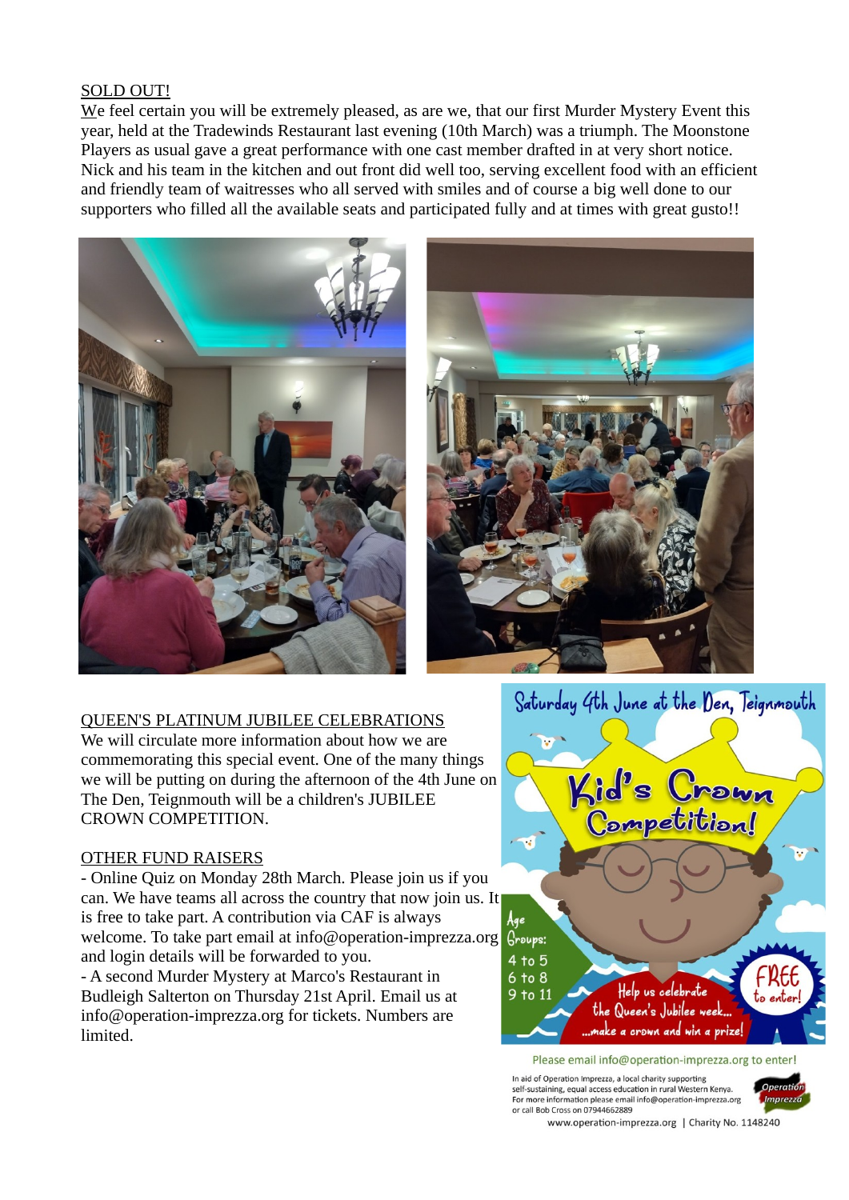SOLD OUT!

We feel certain you will be extremely pleased, as are we, that our first Murder Mystery Event this year, held at the Tradewinds Restaurant last evening (10th March) was a triumph. The Moonstone Players as usual gave a great performance with one cast member drafted in at very short notice. Nick and his team in the kitchen and out front did well too, serving excellent food with an efficient and friendly team of waitresses who all served with smiles and of course a big well done to our supporters who filled all the available seats and participated fully and at times with great gusto!!

QUEEN'S PLATINUM JUBILEE CELEBRATIONS

We will circulate more information about how we are commemorating this special event. One of the many things we will be putting on during the afternoon of the 4th June on The Den, Teignmouth will be a children's JUBILEE CROWN COMPETITION.

OTHER FUND RAISERS

- Online Quiz on Monday 28th March. Please join us if you can. We have teams all across the country that now join us. It is free to take part. A contribution via CAF is always welcome. To take part email at info@operation-imprezza.org and login details will be forwarded to you.
- A second Murder Mystery at Marco's Restaurant in Budleigh Salterton on Thursday 21st April. Email us at info@operation-imprezza.org for tickets. Numbers are limited.

Saturday 4th June at the Den, Teignmouth

Kid's Crown Competition!

Age Groups:
4 to 5
6 to 8
9 to 11

Help us celebrate the Queen's Jubilee week... ...make a crown and win a prize!

FREE to enter!

Please email info@operation-imprezza.org to enter!

In aid of Operation Imprezza, a local charity supporting self-sustaining, equal access education in rural Western Kenya. For more information please email info@operation-imprezza.org or call Bob Cross on 07944662889

www.operation-imprezza.org | Charity No. 1148240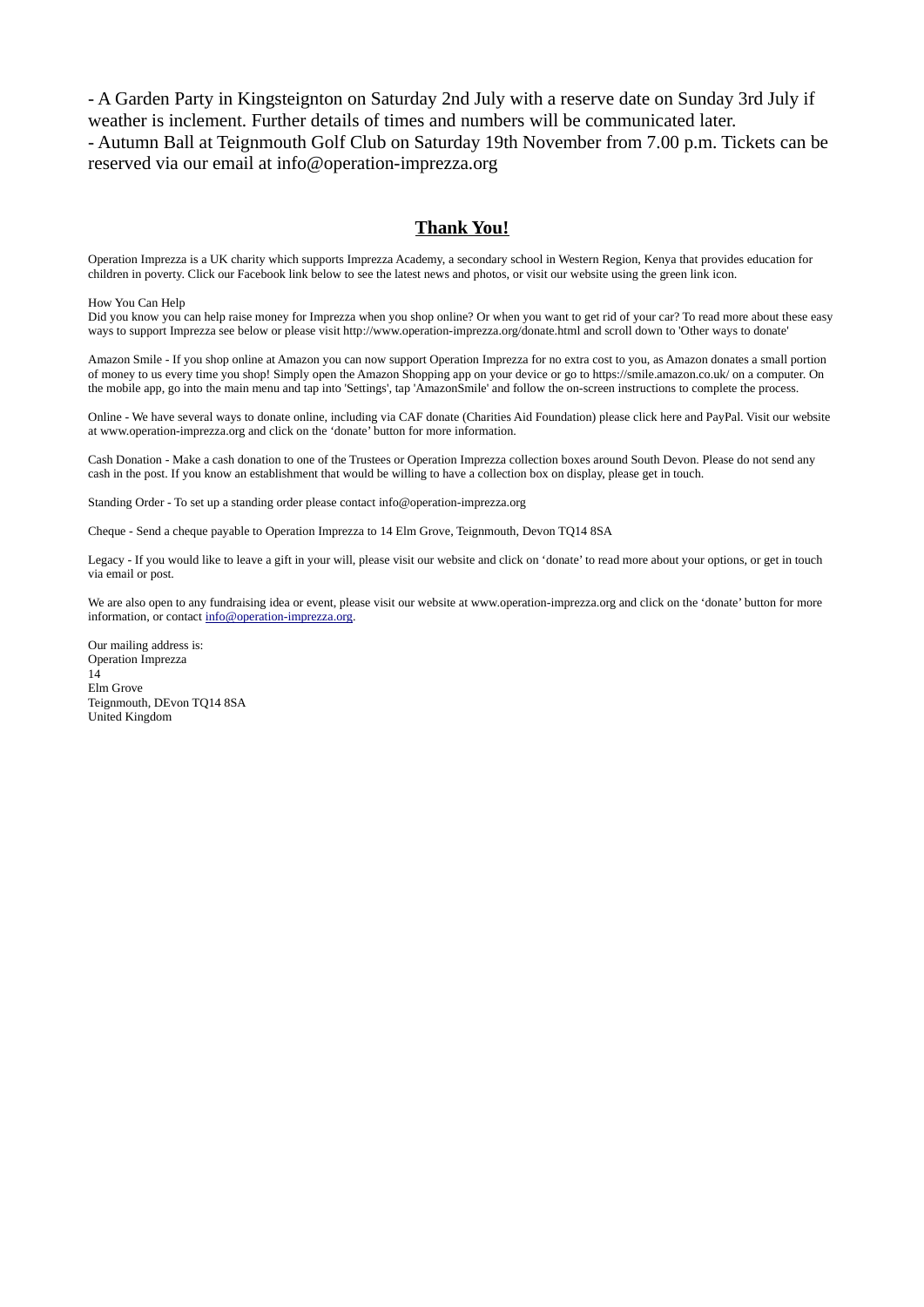- A Garden Party in Kingsteignton on Saturday 2nd July with a reserve date on Sunday 3rd July if weather is inclement. Further details of times and numbers will be communicated later.
- Autumn Ball at Teignmouth Golf Club on Saturday 19th November from 7.00 p.m. Tickets can be reserved via our email at info@operation-imprezza.org

## **Thank You!**

Operation Imprezza is a UK charity which supports Imprezza Academy, a secondary school in Western Region, Kenya that provides education for children in poverty. Click our Facebook link below to see the latest news and photos, or visit our website using the green link icon.

How You Can Help
Did you know you can help raise money for Imprezza when you shop online? Or when you want to get rid of your car? To read more about these easy ways to support Imprezza see below or please visit http://www.operation-imprezza.org/donate.html and scroll down to 'Other ways to donate'

Amazon Smile - If you shop online at Amazon you can now support Operation Imprezza for no extra cost to you, as Amazon donates a small portion of money to us every time you shop! Simply open the Amazon Shopping app on your device or go to https://smile.amazon.co.uk/ on a computer. On the mobile app, go into the main menu and tap into 'Settings', tap 'AmazonSmile' and follow the on-screen instructions to complete the process.

Online - We have several ways to donate online, including via CAF donate (Charities Aid Foundation) please click here and PayPal. Visit our website at www.operation-imprezza.org and click on the 'donate' button for more information.

Cash Donation - Make a cash donation to one of the Trustees or Operation Imprezza collection boxes around South Devon. Please do not send any cash in the post. If you know an establishment that would be willing to have a collection box on display, please get in touch.

Standing Order - To set up a standing order please contact info@operation-imprezza.org

Cheque - Send a cheque payable to Operation Imprezza to 14 Elm Grove, Teignmouth, Devon TQ14 8SA

Legacy - If you would like to leave a gift in your will, please visit our website and click on 'donate' to read more about your options, or get in touch via email or post.

We are also open to any fundraising idea or event, please visit our website at www.operation-imprezza.org and click on the 'donate' button for more information, or contact info@operation-imprezza.org.

Our mailing address is:
Operation Imprezza
14
Elm Grove
Teignmouth, DEvon TQ14 8SA
United Kingdom